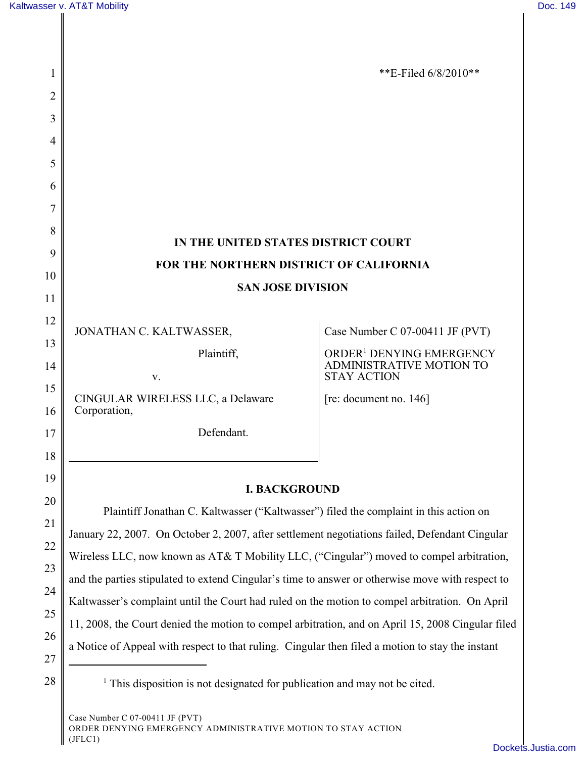**E-Filed 6/8/2010**

**IN THE UNITED STATES DISTRICT COURT**

**FOR THE NORTHERN DISTRICT OF CALIFORNIA**

**SAN JOSE DIVISION**

| | |
|---|---|
| JONATHAN C. KALTWASSER, Plaintiff, v. CINGULAR WIRELESS LLC, a Delaware Corporation, Defendant. | Case Number C 07-00411 JF (PVT) ORDER[1] DENYING EMERGENCY ADMINISTRATIVE MOTION TO STAY ACTION [re: document no. 146] |

## I. BACKGROUND

Plaintiff Jonathan C. Kaltwasser ("Kaltwasser") filed the complaint in this action on January 22, 2007. On October 2, 2007, after settlement negotiations failed, Defendant Cingular Wireless LLC, now known as AT& T Mobility LLC, ("Cingular") moved to compel arbitration, and the parties stipulated to extend Cingular's time to answer or otherwise move with respect to Kaltwasser's complaint until the Court had ruled on the motion to compel arbitration. On April 11, 2008, the Court denied the motion to compel arbitration, and on April 15, 2008 Cingular filed a Notice of Appeal with respect to that ruling. Cingular then filed a motion to stay the instant

[1] This disposition is not designated for publication and may not be cited.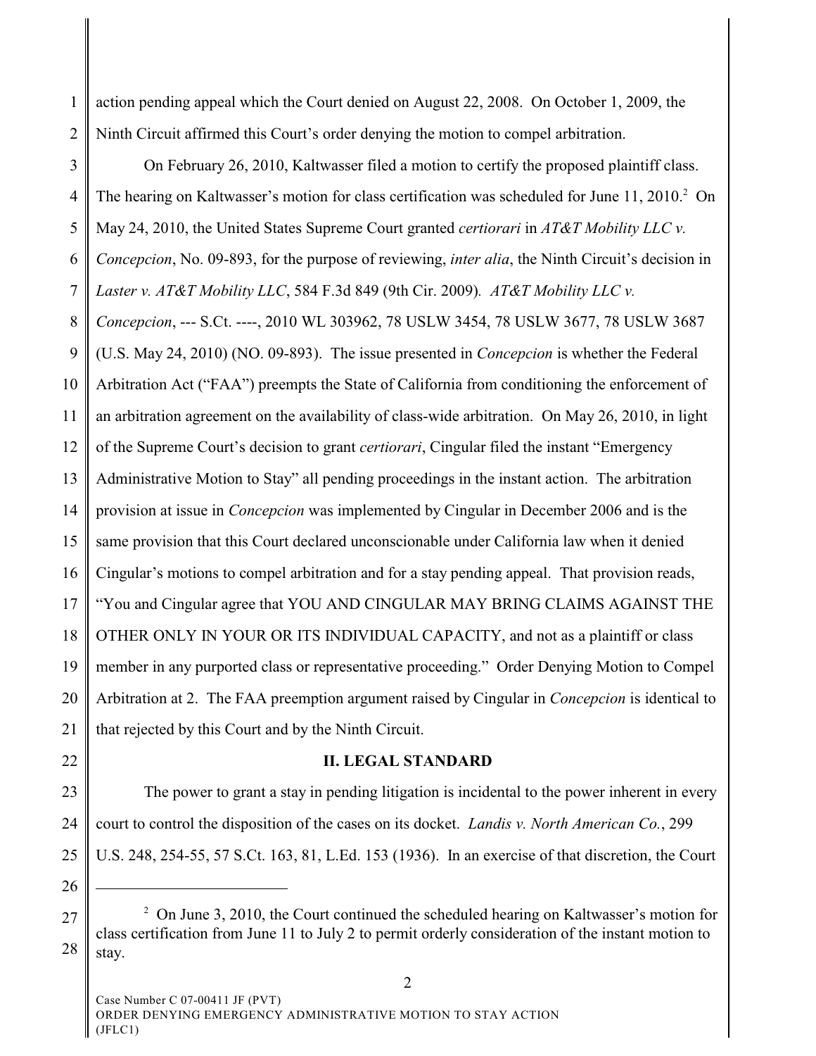action pending appeal which the Court denied on August 22, 2008. On October 1, 2009, the Ninth Circuit affirmed this Court's order denying the motion to compel arbitration.

On February 26, 2010, Kaltwasser filed a motion to certify the proposed plaintiff class. The hearing on Kaltwasser's motion for class certification was scheduled for June 11, 2010.[2] On May 24, 2010, the United States Supreme Court granted *certiorari* in *AT&T Mobility LLC v. Concepcion*, No. 09-893, for the purpose of reviewing, *inter alia*, the Ninth Circuit's decision in *Laster v. AT&T Mobility LLC*, 584 F.3d 849 (9th Cir. 2009). *AT&T Mobility LLC v. Concepcion*, --- S.Ct. ----, 2010 WL 303962, 78 USLW 3454, 78 USLW 3677, 78 USLW 3687 (U.S. May 24, 2010) (NO. 09-893). The issue presented in *Concepcion* is whether the Federal Arbitration Act ("FAA") preempts the State of California from conditioning the enforcement of an arbitration agreement on the availability of class-wide arbitration. On May 26, 2010, in light of the Supreme Court's decision to grant *certiorari*, Cingular filed the instant "Emergency Administrative Motion to Stay" all pending proceedings in the instant action. The arbitration provision at issue in *Concepcion* was implemented by Cingular in December 2006 and is the same provision that this Court declared unconscionable under California law when it denied Cingular's motions to compel arbitration and for a stay pending appeal. That provision reads, "You and Cingular agree that YOU AND CINGULAR MAY BRING CLAIMS AGAINST THE OTHER ONLY IN YOUR OR ITS INDIVIDUAL CAPACITY, and not as a plaintiff or class member in any purported class or representative proceeding." Order Denying Motion to Compel Arbitration at 2. The FAA preemption argument raised by Cingular in *Concepcion* is identical to that rejected by this Court and by the Ninth Circuit.

## II. LEGAL STANDARD

The power to grant a stay in pending litigation is incidental to the power inherent in every court to control the disposition of the cases on its docket. *Landis v. North American Co.*, 299 U.S. 248, 254-55, 57 S.Ct. 163, 81, L.Ed. 153 (1936). In an exercise of that discretion, the Court

---

[2] On June 3, 2010, the Court continued the scheduled hearing on Kaltwasser's motion for class certification from June 11 to July 2 to permit orderly consideration of the instant motion to stay.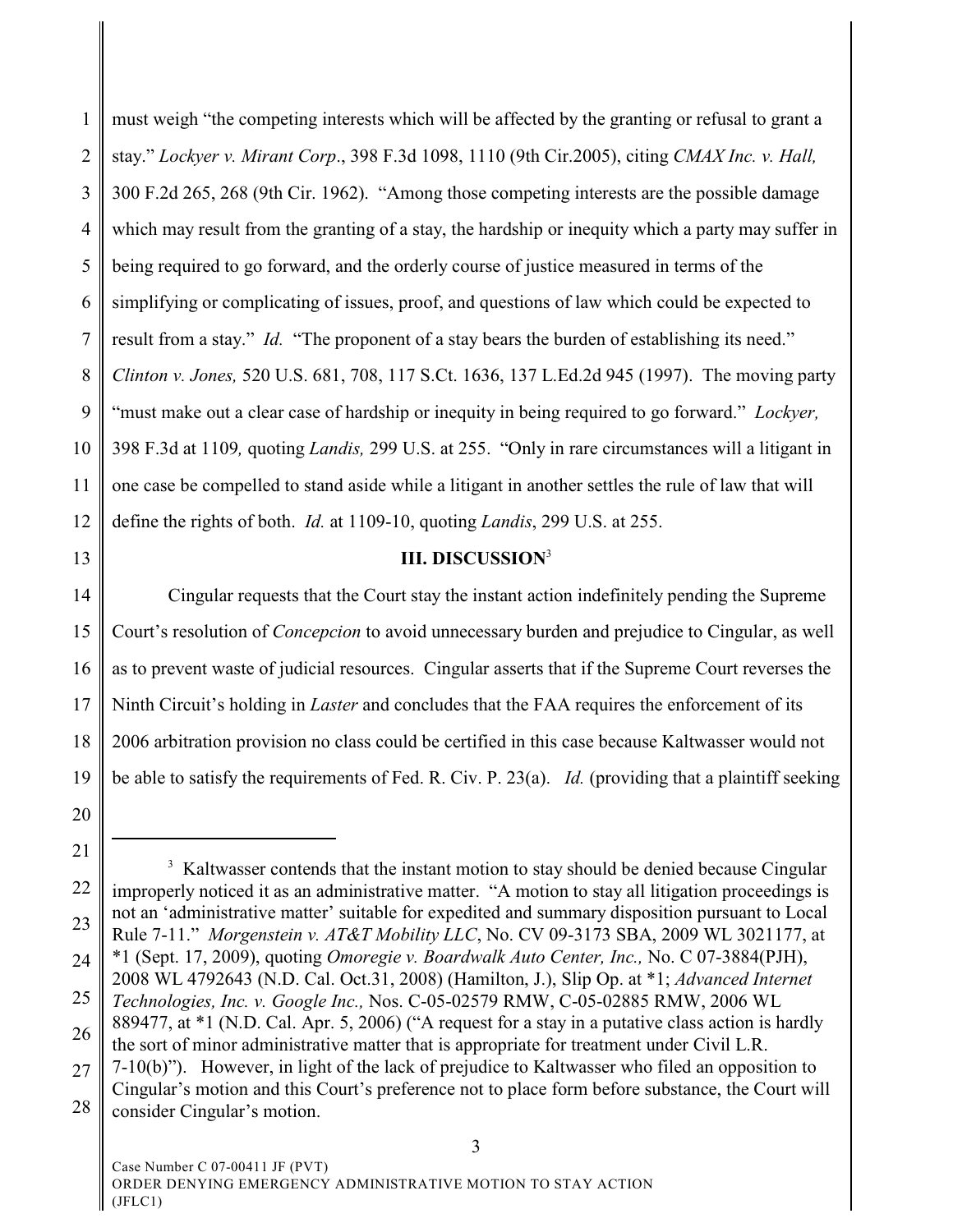must weigh "the competing interests which will be affected by the granting or refusal to grant a stay." *Lockyer v. Mirant Corp*., 398 F.3d 1098, 1110 (9th Cir.2005), citing *CMAX Inc. v. Hall,* 300 F.2d 265, 268 (9th Cir. 1962). "Among those competing interests are the possible damage which may result from the granting of a stay, the hardship or inequity which a party may suffer in being required to go forward, and the orderly course of justice measured in terms of the simplifying or complicating of issues, proof, and questions of law which could be expected to result from a stay." *Id.* "The proponent of a stay bears the burden of establishing its need." *Clinton v. Jones,* 520 U.S. 681, 708, 117 S.Ct. 1636, 137 L.Ed.2d 945 (1997). The moving party "must make out a clear case of hardship or inequity in being required to go forward." *Lockyer,* 398 F.3d at 1109*,* quoting *Landis,* 299 U.S. at 255. "Only in rare circumstances will a litigant in one case be compelled to stand aside while a litigant in another settles the rule of law that will define the rights of both. *Id.* at 1109-10, quoting *Landis*, 299 U.S. at 255.

## III. DISCUSSION[3]

Cingular requests that the Court stay the instant action indefinitely pending the Supreme Court's resolution of *Concepcion* to avoid unnecessary burden and prejudice to Cingular, as well as to prevent waste of judicial resources. Cingular asserts that if the Supreme Court reverses the Ninth Circuit's holding in *Laster* and concludes that the FAA requires the enforcement of its 2006 arbitration provision no class could be certified in this case because Kaltwasser would not be able to satisfy the requirements of Fed. R. Civ. P. 23(a). *Id.* (providing that a plaintiff seeking

---

[3] Kaltwasser contends that the instant motion to stay should be denied because Cingular improperly noticed it as an administrative matter. "A motion to stay all litigation proceedings is not an 'administrative matter' suitable for expedited and summary disposition pursuant to Local Rule 7-11." *Morgenstein v. AT&T Mobility LLC*, No. CV 09-3173 SBA, 2009 WL 3021177, at *1 (Sept. 17, 2009), quoting *Omoregie v. Boardwalk Auto Center, Inc.,* No. C 07-3884(PJH), 2008 WL 4792643 (N.D. Cal. Oct.31, 2008) (Hamilton, J.), Slip Op. at *1; *Advanced Internet Technologies, Inc. v. Google Inc.,* Nos. C-05-02579 RMW, C-05-02885 RMW, 2006 WL 889477, at *1 (N.D. Cal. Apr. 5, 2006) ("A request for a stay in a putative class action is hardly the sort of minor administrative matter that is appropriate for treatment under Civil L.R. 7-10(b)"). However, in light of the lack of prejudice to Kaltwasser who filed an opposition to Cingular's motion and this Court's preference not to place form before substance, the Court will consider Cingular's motion.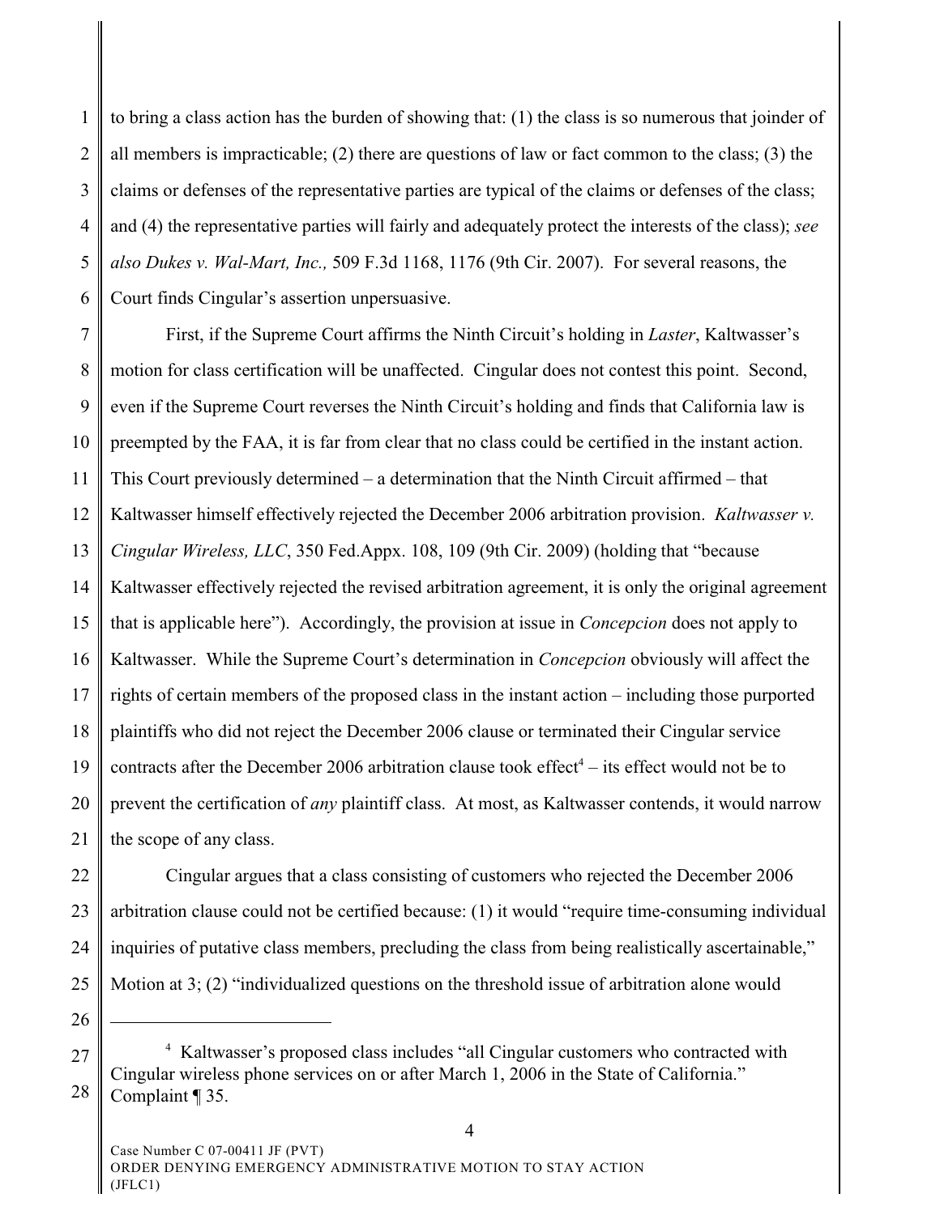to bring a class action has the burden of showing that: (1) the class is so numerous that joinder of all members is impracticable; (2) there are questions of law or fact common to the class; (3) the claims or defenses of the representative parties are typical of the claims or defenses of the class; and (4) the representative parties will fairly and adequately protect the interests of the class); *see also Dukes v. Wal-Mart, Inc.,* 509 F.3d 1168, 1176 (9th Cir. 2007). For several reasons, the Court finds Cingular's assertion unpersuasive.

First, if the Supreme Court affirms the Ninth Circuit's holding in *Laster*, Kaltwasser's motion for class certification will be unaffected. Cingular does not contest this point. Second, even if the Supreme Court reverses the Ninth Circuit's holding and finds that California law is preempted by the FAA, it is far from clear that no class could be certified in the instant action. This Court previously determined – a determination that the Ninth Circuit affirmed – that Kaltwasser himself effectively rejected the December 2006 arbitration provision. *Kaltwasser v. Cingular Wireless, LLC*, 350 Fed.Appx. 108, 109 (9th Cir. 2009) (holding that "because Kaltwasser effectively rejected the revised arbitration agreement, it is only the original agreement that is applicable here"). Accordingly, the provision at issue in *Concepcion* does not apply to Kaltwasser. While the Supreme Court's determination in *Concepcion* obviously will affect the rights of certain members of the proposed class in the instant action – including those purported plaintiffs who did not reject the December 2006 clause or terminated their Cingular service contracts after the December 2006 arbitration clause took effect[4] – its effect would not be to prevent the certification of *any* plaintiff class. At most, as Kaltwasser contends, it would narrow the scope of any class.

Cingular argues that a class consisting of customers who rejected the December 2006 arbitration clause could not be certified because: (1) it would "require time-consuming individual inquiries of putative class members, precluding the class from being realistically ascertainable," Motion at 3; (2) "individualized questions on the threshold issue of arbitration alone would

---

[4] Kaltwasser's proposed class includes "all Cingular customers who contracted with Cingular wireless phone services on or after March 1, 2006 in the State of California." Complaint ¶ 35.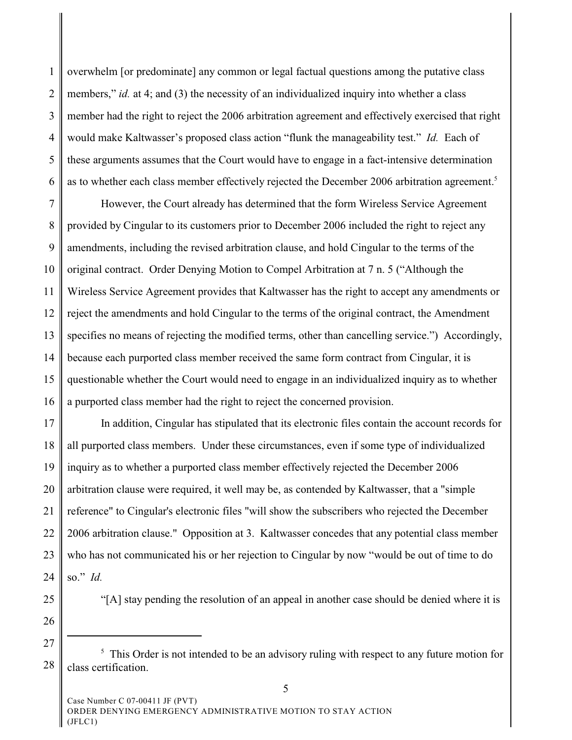overwhelm [or predominate] any common or legal factual questions among the putative class members," *id.* at 4; and (3) the necessity of an individualized inquiry into whether a class member had the right to reject the 2006 arbitration agreement and effectively exercised that right would make Kaltwasser's proposed class action "flunk the manageability test." *Id.* Each of these arguments assumes that the Court would have to engage in a fact-intensive determination as to whether each class member effectively rejected the December 2006 arbitration agreement.[5]

However, the Court already has determined that the form Wireless Service Agreement provided by Cingular to its customers prior to December 2006 included the right to reject any amendments, including the revised arbitration clause, and hold Cingular to the terms of the original contract. Order Denying Motion to Compel Arbitration at 7 n. 5 ("Although the Wireless Service Agreement provides that Kaltwasser has the right to accept any amendments or reject the amendments and hold Cingular to the terms of the original contract, the Amendment specifies no means of rejecting the modified terms, other than cancelling service.") Accordingly, because each purported class member received the same form contract from Cingular, it is questionable whether the Court would need to engage in an individualized inquiry as to whether a purported class member had the right to reject the concerned provision.

In addition, Cingular has stipulated that its electronic files contain the account records for all purported class members. Under these circumstances, even if some type of individualized inquiry as to whether a purported class member effectively rejected the December 2006 arbitration clause were required, it well may be, as contended by Kaltwasser, that a "simple reference" to Cingular's electronic files "will show the subscribers who rejected the December 2006 arbitration clause." Opposition at 3. Kaltwasser concedes that any potential class member who has not communicated his or her rejection to Cingular by now "would be out of time to do so." *Id.*

"[A] stay pending the resolution of an appeal in another case should be denied where it is

---

[5] This Order is not intended to be an advisory ruling with respect to any future motion for class certification.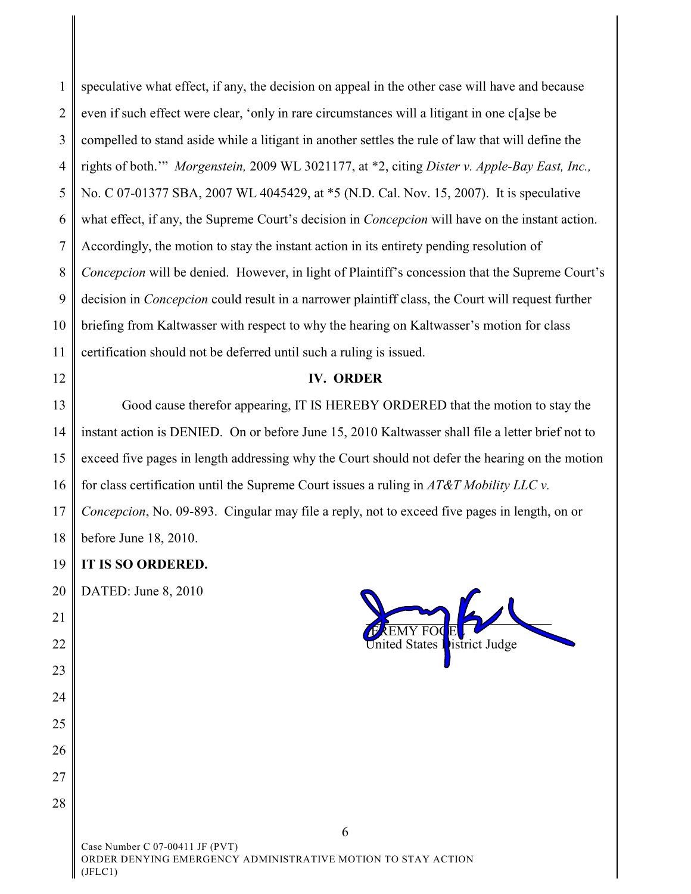speculative what effect, if any, the decision on appeal in the other case will have and because even if such effect were clear, 'only in rare circumstances will a litigant in one c[a]se be compelled to stand aside while a litigant in another settles the rule of law that will define the rights of both.'" *Morgenstein,* 2009 WL 3021177, at *2, citing *Dister v. Apple-Bay East, Inc.,* No. C 07-01377 SBA, 2007 WL 4045429, at *5 (N.D. Cal. Nov. 15, 2007). It is speculative what effect, if any, the Supreme Court's decision in *Concepcion* will have on the instant action. Accordingly, the motion to stay the instant action in its entirety pending resolution of *Concepcion* will be denied. However, in light of Plaintiff's concession that the Supreme Court's decision in *Concepcion* could result in a narrower plaintiff class, the Court will request further briefing from Kaltwasser with respect to why the hearing on Kaltwasser's motion for class certification should not be deferred until such a ruling is issued.

## IV. ORDER

Good cause therefor appearing, IT IS HEREBY ORDERED that the motion to stay the instant action is DENIED. On or before June 15, 2010 Kaltwasser shall file a letter brief not to exceed five pages in length addressing why the Court should not defer the hearing on the motion for class certification until the Supreme Court issues a ruling in *AT&T Mobility LLC v. Concepcion*, No. 09-893. Cingular may file a reply, not to exceed five pages in length, on or before June 18, 2010.

**IT IS SO ORDERED.**

DATED: June 8, 2010

JEREMY FOGEL
United States District Judge

Case Number C 07-00411 JF (PVT)
ORDER DENYING EMERGENCY ADMINISTRATIVE MOTION TO STAY ACTION
(JFLC1)